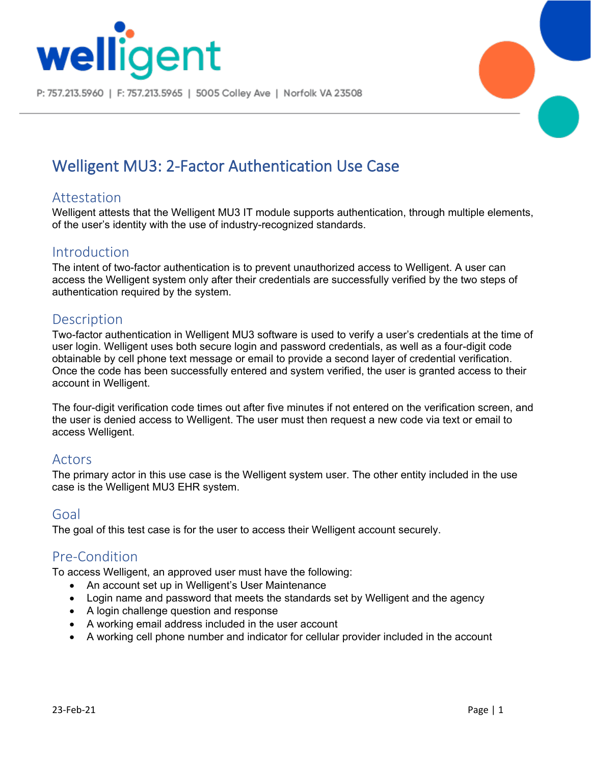welligent

P: 757.213.5960 | F: 757.213.5965 | 5005 Colley Ave | Norfolk VA 23508

# Welligent MU3: 2-Factor Authentication Use Case

## Attestation

Welligent attests that the Welligent MU3 IT module supports authentication, through multiple elements, of the user's identity with the use of industry-recognized standards.

## Introduction

The intent of two-factor authentication is to prevent unauthorized access to Welligent. A user can access the Welligent system only after their credentials are successfully verified by the two steps of authentication required by the system.

## Description

Two-factor authentication in Welligent MU3 software is used to verify a user's credentials at the time of user login. Welligent uses both secure login and password credentials, as well as a four-digit code obtainable by cell phone text message or email to provide a second layer of credential verification. Once the code has been successfully entered and system verified, the user is granted access to their account in Welligent.

The four-digit verification code times out after five minutes if not entered on the verification screen, and the user is denied access to Welligent. The user must then request a new code via text or email to access Welligent.

## Actors

The primary actor in this use case is the Welligent system user. The other entity included in the use case is the Welligent MU3 EHR system.

## Goal

The goal of this test case is for the user to access their Welligent account securely.

## Pre-Condition

To access Welligent, an approved user must have the following:

- An account set up in Welligent's User Maintenance
- Login name and password that meets the standards set by Welligent and the agency
- A login challenge question and response
- A working email address included in the user account
- A working cell phone number and indicator for cellular provider included in the account

23-Feb-21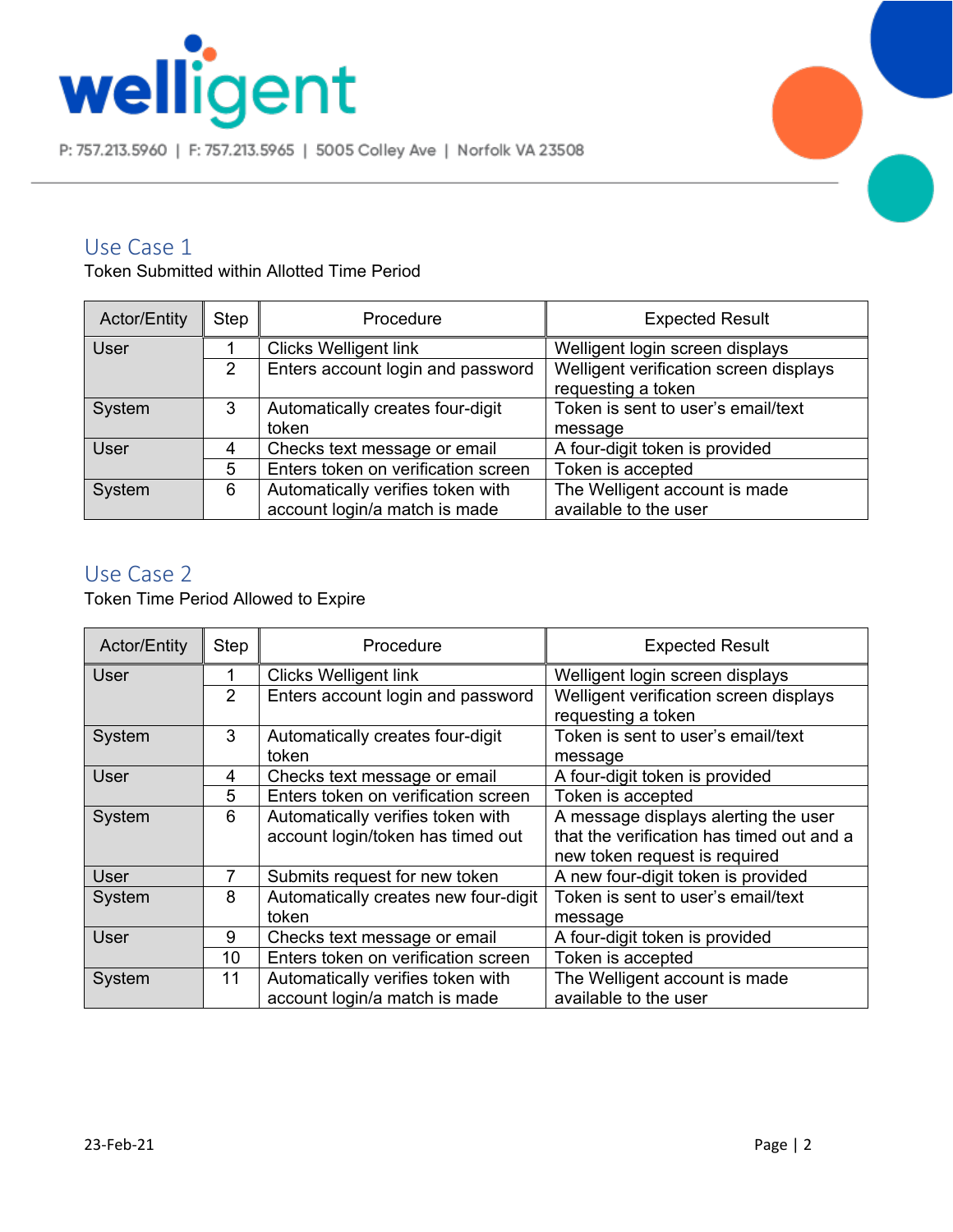# welligent

P: 757.213.5960 | F: 757.213.5965 | 5005 Colley Ave | Norfolk VA 23508

## Use Case 1

Token Submitted within Allotted Time Period

| Actor/Entity | Step | Procedure | Expected Result |
|---|---|---|---|
| User | 1 | Clicks Welligent link | Welligent login screen displays |
| | 2 | Enters account login and password | Welligent verification screen displays requesting a token |
| System | 3 | Automatically creates four-digit token | Token is sent to user's email/text message |
| User | 4 | Checks text message or email | A four-digit token is provided |
| | 5 | Enters token on verification screen | Token is accepted |
| System | 6 | Automatically verifies token with account login/a match is made | The Welligent account is made available to the user |

## Use Case 2

Token Time Period Allowed to Expire

| Actor/Entity | Step | Procedure | Expected Result |
|---|---|---|---|
| User | 1 | Clicks Welligent link | Welligent login screen displays |
| | 2 | Enters account login and password | Welligent verification screen displays requesting a token |
| System | 3 | Automatically creates four-digit token | Token is sent to user's email/text message |
| User | 4 | Checks text message or email | A four-digit token is provided |
| | 5 | Enters token on verification screen | Token is accepted |
| System | 6 | Automatically verifies token with account login/token has timed out | A message displays alerting the user that the verification has timed out and a new token request is required |
| User | 7 | Submits request for new token | A new four-digit token is provided |
| System | 8 | Automatically creates new four-digit token | Token is sent to user's email/text message |
| User | 9 | Checks text message or email | A four-digit token is provided |
| | 10 | Enters token on verification screen | Token is accepted |
| System | 11 | Automatically verifies token with account login/a match is made | The Welligent account is made available to the user |

23-Feb-21